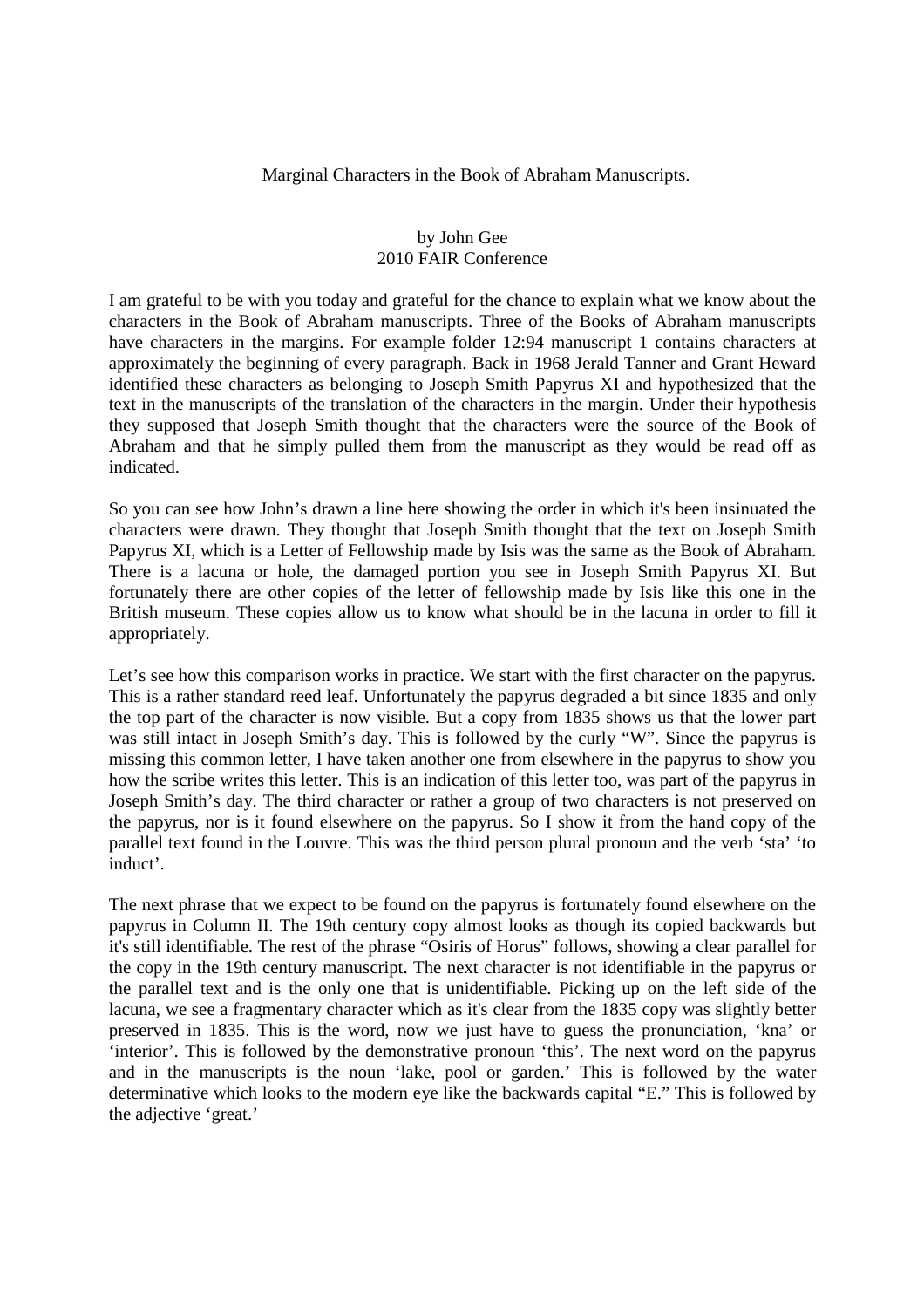# Marginal Characters in the Book of Abraham Manuscripts.

by John Gee
2010 FAIR Conference

I am grateful to be with you today and grateful for the chance to explain what we know about the characters in the Book of Abraham manuscripts. Three of the Books of Abraham manuscripts have characters in the margins. For example folder 12:94 manuscript 1 contains characters at approximately the beginning of every paragraph. Back in 1968 Jerald Tanner and Grant Heward identified these characters as belonging to Joseph Smith Papyrus XI and hypothesized that the text in the manuscripts of the translation of the characters in the margin. Under their hypothesis they supposed that Joseph Smith thought that the characters were the source of the Book of Abraham and that he simply pulled them from the manuscript as they would be read off as indicated.

So you can see how John's drawn a line here showing the order in which it's been insinuated the characters were drawn. They thought that Joseph Smith thought that the text on Joseph Smith Papyrus XI, which is a Letter of Fellowship made by Isis was the same as the Book of Abraham. There is a lacuna or hole, the damaged portion you see in Joseph Smith Papyrus XI. But fortunately there are other copies of the letter of fellowship made by Isis like this one in the British museum. These copies allow us to know what should be in the lacuna in order to fill it appropriately.

Let's see how this comparison works in practice. We start with the first character on the papyrus. This is a rather standard reed leaf. Unfortunately the papyrus degraded a bit since 1835 and only the top part of the character is now visible. But a copy from 1835 shows us that the lower part was still intact in Joseph Smith's day. This is followed by the curly "W". Since the papyrus is missing this common letter, I have taken another one from elsewhere in the papyrus to show you how the scribe writes this letter. This is an indication of this letter too, was part of the papyrus in Joseph Smith's day. The third character or rather a group of two characters is not preserved on the papyrus, nor is it found elsewhere on the papyrus. So I show it from the hand copy of the parallel text found in the Louvre. This was the third person plural pronoun and the verb 'sta' 'to induct'.

The next phrase that we expect to be found on the papyrus is fortunately found elsewhere on the papyrus in Column II. The 19th century copy almost looks as though its copied backwards but it's still identifiable. The rest of the phrase "Osiris of Horus" follows, showing a clear parallel for the copy in the 19th century manuscript. The next character is not identifiable in the papyrus or the parallel text and is the only one that is unidentifiable. Picking up on the left side of the lacuna, we see a fragmentary character which as it's clear from the 1835 copy was slightly better preserved in 1835. This is the word, now we just have to guess the pronunciation, 'kna' or 'interior'. This is followed by the demonstrative pronoun 'this'. The next word on the papyrus and in the manuscripts is the noun 'lake, pool or garden.' This is followed by the water determinative which looks to the modern eye like the backwards capital "E." This is followed by the adjective 'great.'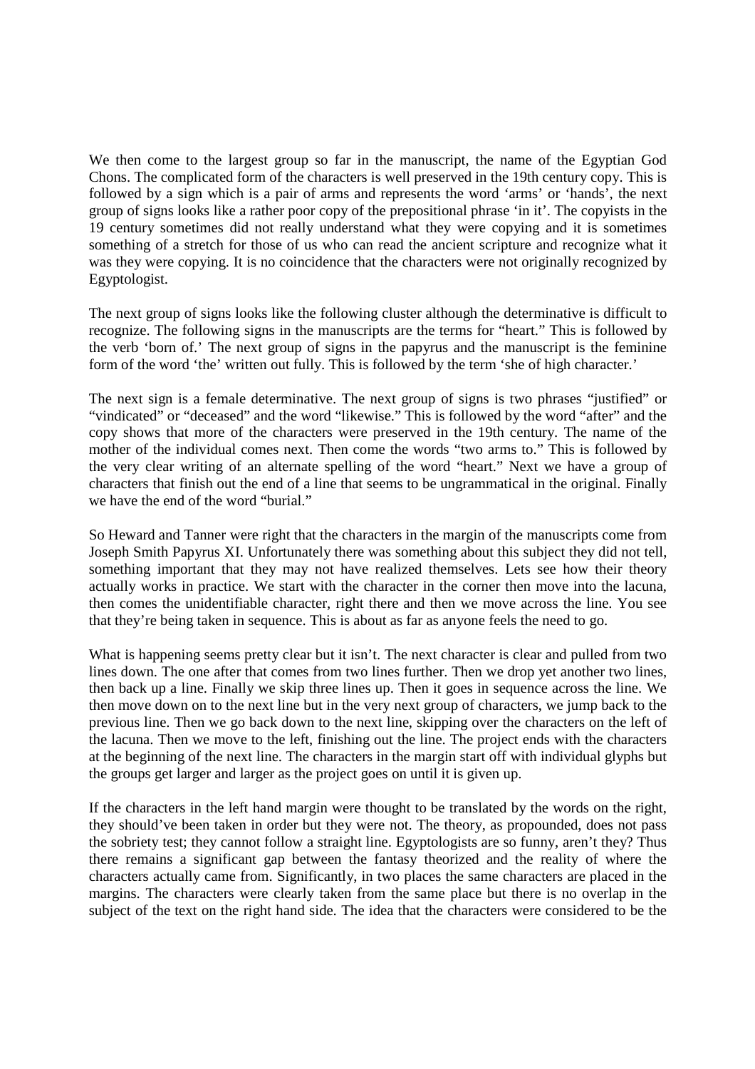We then come to the largest group so far in the manuscript, the name of the Egyptian God Chons. The complicated form of the characters is well preserved in the 19th century copy. This is followed by a sign which is a pair of arms and represents the word 'arms' or 'hands', the next group of signs looks like a rather poor copy of the prepositional phrase 'in it'. The copyists in the 19 century sometimes did not really understand what they were copying and it is sometimes something of a stretch for those of us who can read the ancient scripture and recognize what it was they were copying. It is no coincidence that the characters were not originally recognized by Egyptologist.

The next group of signs looks like the following cluster although the determinative is difficult to recognize. The following signs in the manuscripts are the terms for "heart." This is followed by the verb 'born of.' The next group of signs in the papyrus and the manuscript is the feminine form of the word 'the' written out fully. This is followed by the term 'she of high character.'

The next sign is a female determinative. The next group of signs is two phrases "justified" or "vindicated" or "deceased" and the word "likewise." This is followed by the word "after" and the copy shows that more of the characters were preserved in the 19th century. The name of the mother of the individual comes next. Then come the words "two arms to." This is followed by the very clear writing of an alternate spelling of the word "heart." Next we have a group of characters that finish out the end of a line that seems to be ungrammatical in the original. Finally we have the end of the word "burial."

So Heward and Tanner were right that the characters in the margin of the manuscripts come from Joseph Smith Papyrus XI. Unfortunately there was something about this subject they did not tell, something important that they may not have realized themselves. Lets see how their theory actually works in practice. We start with the character in the corner then move into the lacuna, then comes the unidentifiable character, right there and then we move across the line. You see that they're being taken in sequence. This is about as far as anyone feels the need to go.

What is happening seems pretty clear but it isn't. The next character is clear and pulled from two lines down. The one after that comes from two lines further. Then we drop yet another two lines, then back up a line. Finally we skip three lines up. Then it goes in sequence across the line. We then move down on to the next line but in the very next group of characters, we jump back to the previous line. Then we go back down to the next line, skipping over the characters on the left of the lacuna. Then we move to the left, finishing out the line. The project ends with the characters at the beginning of the next line. The characters in the margin start off with individual glyphs but the groups get larger and larger as the project goes on until it is given up.

If the characters in the left hand margin were thought to be translated by the words on the right, they should've been taken in order but they were not. The theory, as propounded, does not pass the sobriety test; they cannot follow a straight line. Egyptologists are so funny, aren't they? Thus there remains a significant gap between the fantasy theorized and the reality of where the characters actually came from. Significantly, in two places the same characters are placed in the margins. The characters were clearly taken from the same place but there is no overlap in the subject of the text on the right hand side. The idea that the characters were considered to be the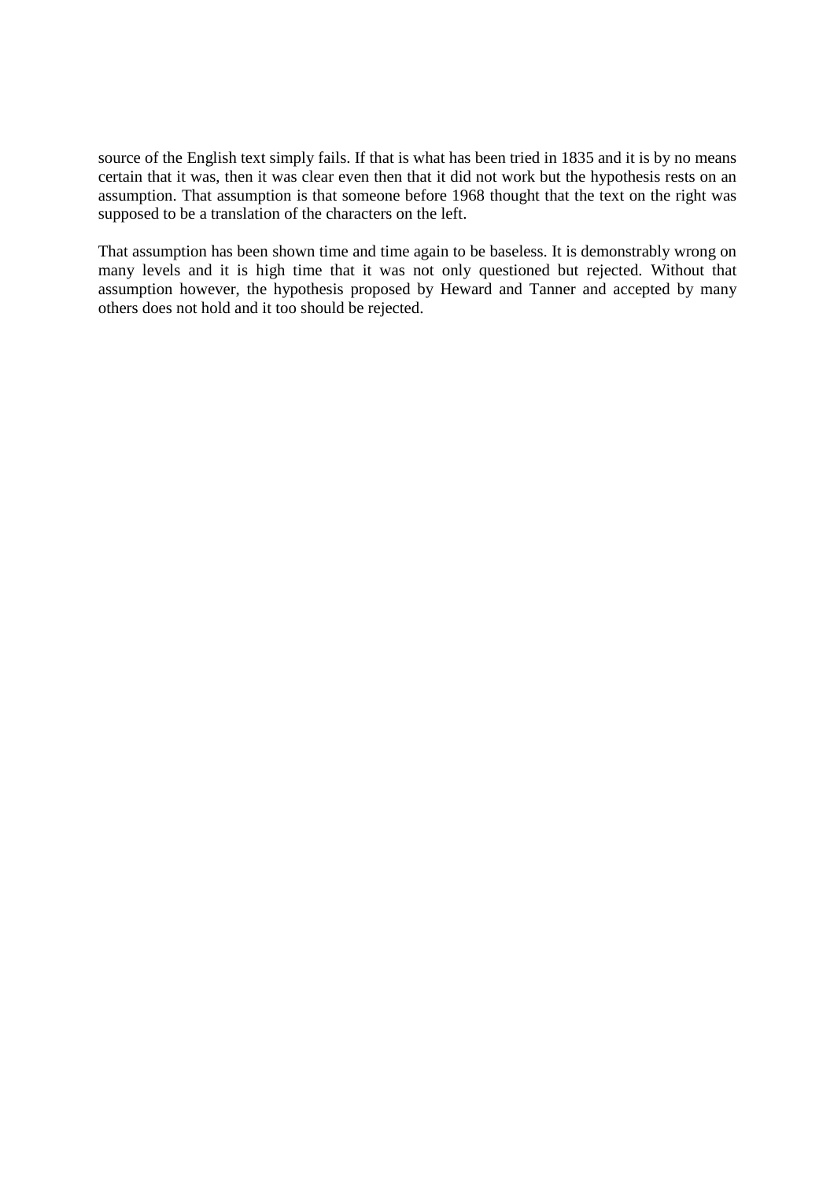source of the English text simply fails. If that is what has been tried in 1835 and it is by no means certain that it was, then it was clear even then that it did not work but the hypothesis rests on an assumption. That assumption is that someone before 1968 thought that the text on the right was supposed to be a translation of the characters on the left.

That assumption has been shown time and time again to be baseless. It is demonstrably wrong on many levels and it is high time that it was not only questioned but rejected. Without that assumption however, the hypothesis proposed by Heward and Tanner and accepted by many others does not hold and it too should be rejected.